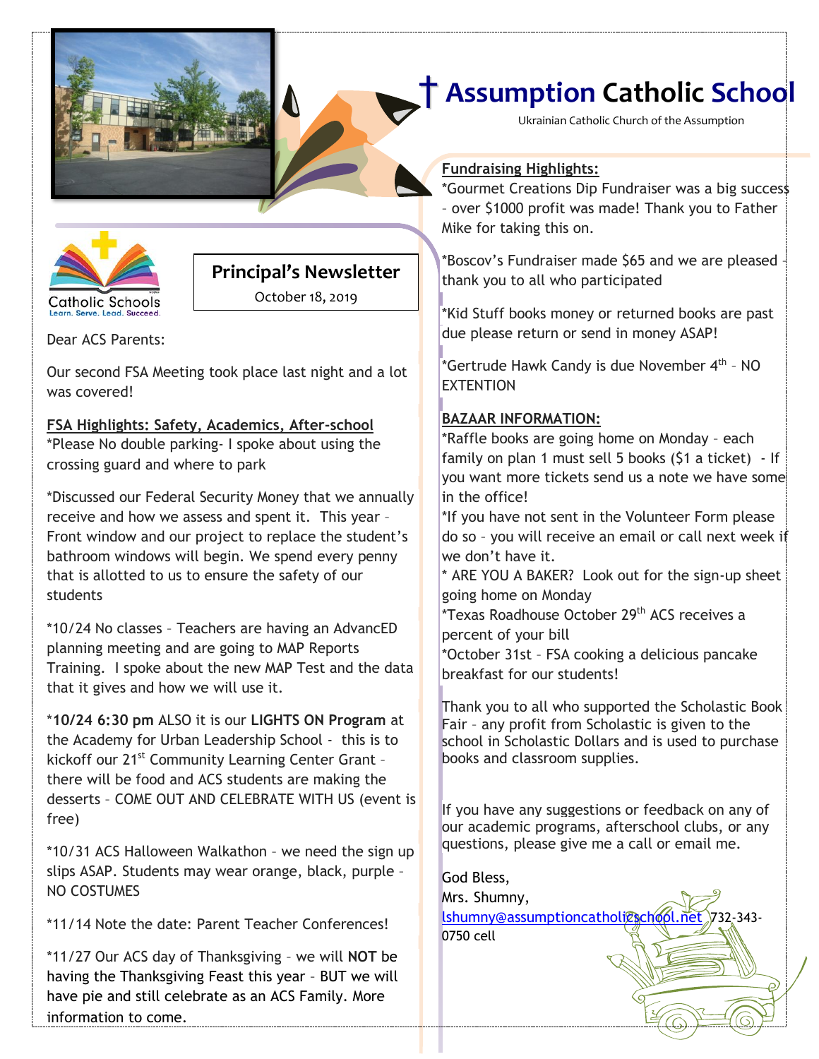# † Assumption Catholic School

Ukrainian Catholic Church of the Assumption

Catholic Schools
Learn. Serve. Lead. Succeed.

## Principal's Newsletter

October 18, 2019

Dear ACS Parents:

Our second FSA Meeting took place last night and a lot was covered!

**FSA Highlights: Safety, Academics, After-school**

*Please No double parking- I spoke about using the crossing guard and where to park

*Discussed our Federal Security Money that we annually receive and how we assess and spent it. This year – Front window and our project to replace the student's bathroom windows will begin. We spend every penny that is allotted to us to ensure the safety of our students

*10/24 No classes – Teachers are having an AdvancED planning meeting and are going to MAP Reports Training. I spoke about the new MAP Test and the data that it gives and how we will use it.

***10/24 6:30 pm** ALSO it is our **LIGHTS ON Program** at the Academy for Urban Leadership School - this is to kickoff our 21st Community Learning Center Grant – there will be food and ACS students are making the desserts – COME OUT AND CELEBRATE WITH US (event is free)

*10/31 ACS Halloween Walkathon – we need the sign up slips ASAP. Students may wear orange, black, purple – NO COSTUMES

*11/14 Note the date: Parent Teacher Conferences!

*11/27 Our ACS day of Thanksgiving – we will **NOT** be having the Thanksgiving Feast this year – BUT we will have pie and still celebrate as an ACS Family. More information to come.

**Fundraising Highlights:**

*Gourmet Creations Dip Fundraiser was a big success – over $1000 profit was made! Thank you to Father Mike for taking this on.

*Boscov's Fundraiser made $65 and we are pleased - thank you to all who participated

*Kid Stuff books money or returned books are past due please return or send in money ASAP!

*Gertrude Hawk Candy is due November 4th – NO EXTENTION

**BAZAAR INFORMATION:**

*Raffle books are going home on Monday – each family on plan 1 must sell 5 books ($1 a ticket) - If you want more tickets send us a note we have some in the office!

*If you have not sent in the Volunteer Form please do so – you will receive an email or call next week if we don't have it.

* ARE YOU A BAKER? Look out for the sign-up sheet going home on Monday

*Texas Roadhouse October 29th ACS receives a percent of your bill

*October 31st – FSA cooking a delicious pancake breakfast for our students!

Thank you to all who supported the Scholastic Book Fair – any profit from Scholastic is given to the school in Scholastic Dollars and is used to purchase books and classroom supplies.

If you have any suggestions or feedback on any of our academic programs, afterschool clubs, or any questions, please give me a call or email me.

God Bless,
Mrs. Shumny,
lshumny@assumptioncatholicschool.net 732-343-0750 cell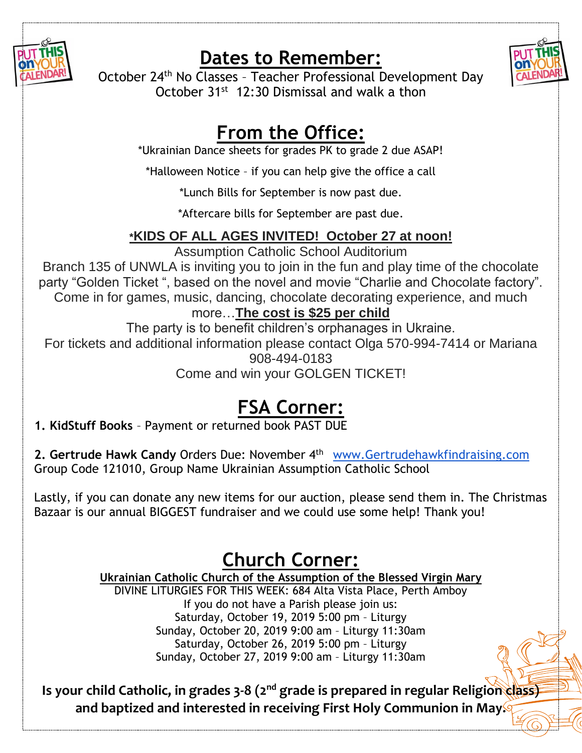## Dates to Remember:

October 24th No Classes – Teacher Professional Development Day
October 31st 12:30 Dismissal and walk a thon

## From the Office:

*Ukrainian Dance sheets for grades PK to grade 2 due ASAP!

*Halloween Notice – if you can help give the office a call

*Lunch Bills for September is now past due.

*Aftercare bills for September are past due.

**\*KIDS OF ALL AGES INVITED! October 27 at noon!**

Assumption Catholic School Auditorium

Branch 135 of UNWLA is inviting you to join in the fun and play time of the chocolate party "Golden Ticket ", based on the novel and movie "Charlie and Chocolate factory". Come in for games, music, dancing, chocolate decorating experience, and much more…**The cost is $25 per child**

The party is to benefit children's orphanages in Ukraine.

For tickets and additional information please contact Olga 570-994-7414 or Mariana 908-494-0183

Come and win your GOLGEN TICKET!

## FSA Corner:

1. **KidStuff Books** – Payment or returned book PAST DUE

2. **Gertrude Hawk Candy** Orders Due: November 4th www.Gertrudehawkfindraising.com
Group Code 121010, Group Name Ukrainian Assumption Catholic School

Lastly, if you can donate any new items for our auction, please send them in. The Christmas Bazaar is our annual BIGGEST fundraiser and we could use some help! Thank you!

## Church Corner:

**Ukrainian Catholic Church of the Assumption of the Blessed Virgin Mary**

DIVINE LITURGIES FOR THIS WEEK: 684 Alta Vista Place, Perth Amboy
If you do not have a Parish please join us:
Saturday, October 19, 2019 5:00 pm – Liturgy
Sunday, October 20, 2019 9:00 am – Liturgy 11:30am
Saturday, October 26, 2019 5:00 pm – Liturgy
Sunday, October 27, 2019 9:00 am – Liturgy 11:30am

**Is your child Catholic, in grades 3-8 (2nd grade is prepared in regular Religion class) and baptized and interested in receiving First Holy Communion in May.**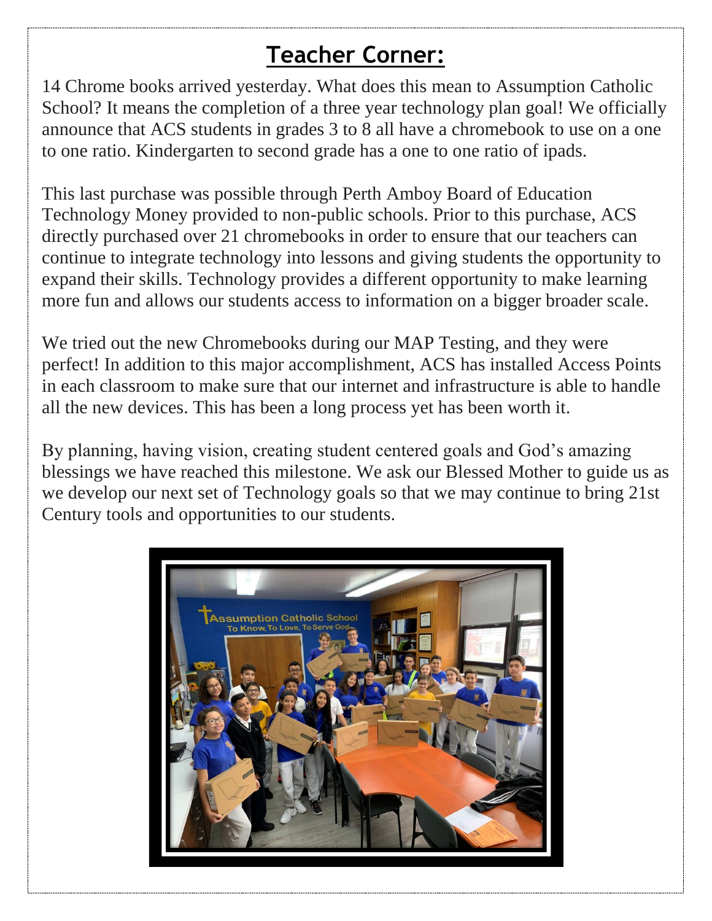# Teacher Corner:

14 Chrome books arrived yesterday. What does this mean to Assumption Catholic School? It means the completion of a three year technology plan goal! We officially announce that ACS students in grades 3 to 8 all have a chromebook to use on a one to one ratio. Kindergarten to second grade has a one to one ratio of ipads.

This last purchase was possible through Perth Amboy Board of Education Technology Money provided to non-public schools. Prior to this purchase, ACS directly purchased over 21 chromebooks in order to ensure that our teachers can continue to integrate technology into lessons and giving students the opportunity to expand their skills. Technology provides a different opportunity to make learning more fun and allows our students access to information on a bigger broader scale.

We tried out the new Chromebooks during our MAP Testing, and they were perfect! In addition to this major accomplishment, ACS has installed Access Points in each classroom to make sure that our internet and infrastructure is able to handle all the new devices. This has been a long process yet has been worth it.

By planning, having vision, creating student centered goals and God's amazing blessings we have reached this milestone. We ask our Blessed Mother to guide us as we develop our next set of Technology goals so that we may continue to bring 21st Century tools and opportunities to our students.